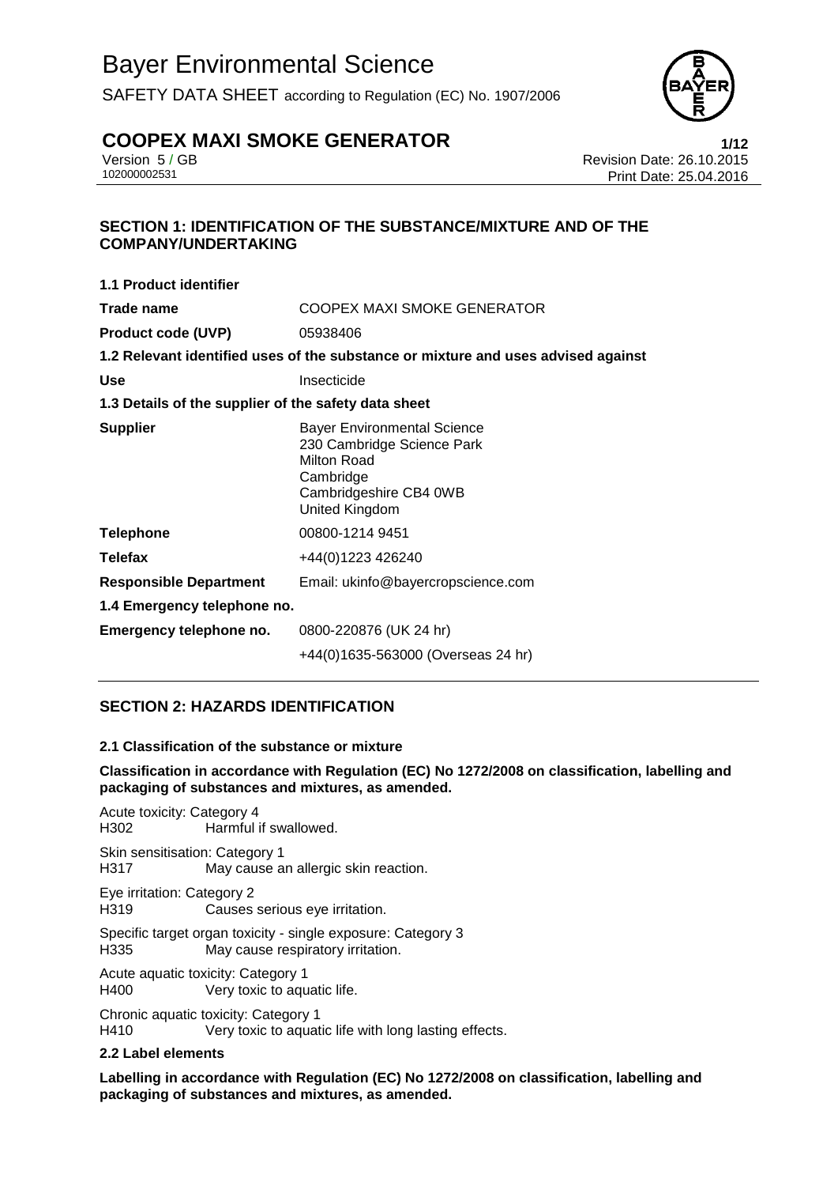# Bayer Environmental Science

SAFETY DATA SHEET according to Regulation (EC) No. 1907/2006

## COOPEX MAXI SMOKE GENERATOR

Version 5 / GB
102000002531

Revision Date: 26.10.2015
Print Date: 25.04.2016

### SECTION 1: IDENTIFICATION OF THE SUBSTANCE/MIXTURE AND OF THE COMPANY/UNDERTAKING

**1.1 Product identifier**

| | |
|---|---|
| **Trade name** | COOPEX MAXI SMOKE GENERATOR |
| **Product code (UVP)** | 05938406 |

**1.2 Relevant identified uses of the substance or mixture and uses advised against**

| | |
|---|---|
| **Use** | Insecticide |

**1.3 Details of the supplier of the safety data sheet**

| | |
|---|---|
| **Supplier** | Bayer Environmental Science<br>230 Cambridge Science Park<br>Milton Road<br>Cambridge<br>Cambridgeshire CB4 0WB<br>United Kingdom |
| **Telephone** | 00800-1214 9451 |
| **Telefax** | +44(0)1223 426240 |
| **Responsible Department** | Email: ukinfo@bayercropscience.com |

**1.4 Emergency telephone no.**

| | |
|---|---|
| **Emergency telephone no.** | 0800-220876 (UK 24 hr)<br>+44(0)1635-563000 (Overseas 24 hr) |

### SECTION 2: HAZARDS IDENTIFICATION

**2.1 Classification of the substance or mixture**

**Classification in accordance with Regulation (EC) No 1272/2008 on classification, labelling and packaging of substances and mixtures, as amended.**

Acute toxicity: Category 4
H302 Harmful if swallowed.

Skin sensitisation: Category 1
H317 May cause an allergic skin reaction.

Eye irritation: Category 2
H319 Causes serious eye irritation.

Specific target organ toxicity - single exposure: Category 3
H335 May cause respiratory irritation.

Acute aquatic toxicity: Category 1
H400 Very toxic to aquatic life.

Chronic aquatic toxicity: Category 1
H410 Very toxic to aquatic life with long lasting effects.

**2.2 Label elements**

**Labelling in accordance with Regulation (EC) No 1272/2008 on classification, labelling and packaging of substances and mixtures, as amended.**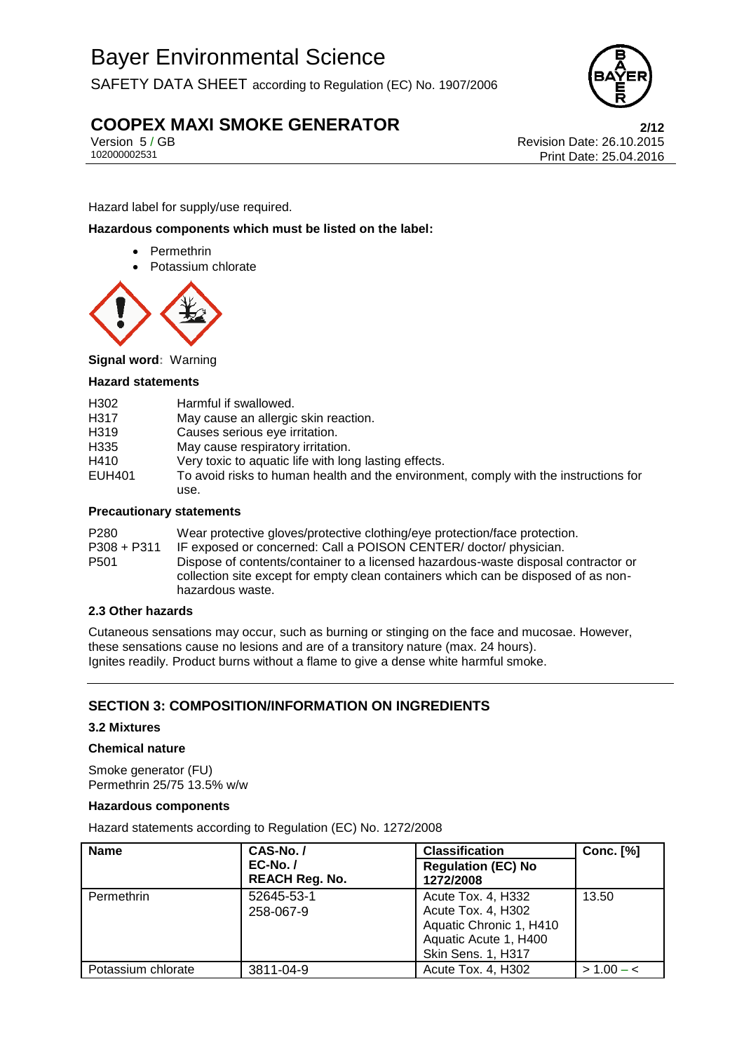Hazard label for supply/use required.

**Hazardous components which must be listed on the label:**

- Permethrin
- Potassium chlorate

**Signal word:** Warning

**Hazard statements**

| | |
|---|---|
| H302 | Harmful if swallowed. |
| H317 | May cause an allergic skin reaction. |
| H319 | Causes serious eye irritation. |
| H335 | May cause respiratory irritation. |
| H410 | Very toxic to aquatic life with long lasting effects. |
| EUH401 | To avoid risks to human health and the environment, comply with the instructions for use. |

**Precautionary statements**

| | |
|---|---|
| P280 | Wear protective gloves/protective clothing/eye protection/face protection. |
| P308 + P311 | IF exposed or concerned: Call a POISON CENTER/ doctor/ physician. |
| P501 | Dispose of contents/container to a licensed hazardous-waste disposal contractor or collection site except for empty clean containers which can be disposed of as non-hazardous waste. |

### 2.3 Other hazards

Cutaneous sensations may occur, such as burning or stinging on the face and mucosae. However, these sensations cause no lesions and are of a transitory nature (max. 24 hours).
Ignites readily. Product burns without a flame to give a dense white harmful smoke.

## SECTION 3: COMPOSITION/INFORMATION ON INGREDIENTS

### 3.2 Mixtures

**Chemical nature**

Smoke generator (FU)
Permethrin 25/75 13.5% w/w

**Hazardous components**

Hazard statements according to Regulation (EC) No. 1272/2008

| Name | CAS-No. / EC-No. / REACH Reg. No. | Classification Regulation (EC) No 1272/2008 | Conc. [%] |
|---|---|---|---|
| Permethrin | 52645-53-1<br>258-067-9 | Acute Tox. 4, H332<br>Acute Tox. 4, H302<br>Aquatic Chronic 1, H410<br>Aquatic Acute 1, H400<br>Skin Sens. 1, H317 | 13.50 |
| Potassium chlorate | 3811-04-9 | Acute Tox. 4, H302 | > 1.00 – < |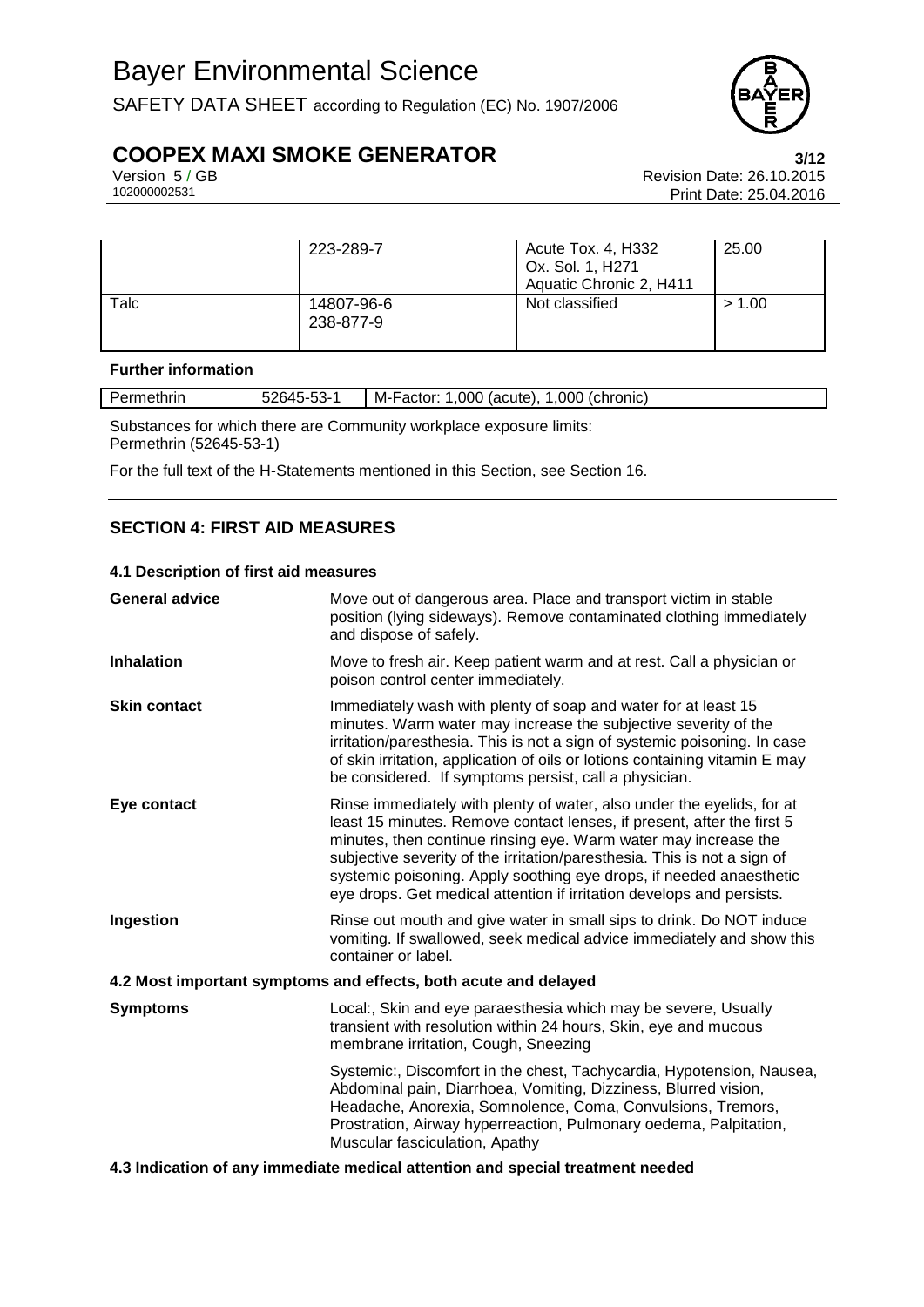|  | 223-289-7 | Acute Tox. 4, H332<br>Ox. Sol. 1, H271<br>Aquatic Chronic 2, H411 | 25.00 |
|---|---|---|---|
| Talc | 14807-96-6<br>238-877-9 | Not classified | > 1.00 |

**Further information**

| Permethrin | 52645-53-1 | M-Factor: 1,000 (acute), 1,000 (chronic) |
|---|---|---|

Substances for which there are Community workplace exposure limits:
Permethrin (52645-53-1)

For the full text of the H-Statements mentioned in this Section, see Section 16.

## SECTION 4: FIRST AID MEASURES

### 4.1 Description of first aid measures

**General advice** Move out of dangerous area. Place and transport victim in stable position (lying sideways). Remove contaminated clothing immediately and dispose of safely.

**Inhalation** Move to fresh air. Keep patient warm and at rest. Call a physician or poison control center immediately.

**Skin contact** Immediately wash with plenty of soap and water for at least 15 minutes. Warm water may increase the subjective severity of the irritation/paresthesia. This is not a sign of systemic poisoning. In case of skin irritation, application of oils or lotions containing vitamin E may be considered. If symptoms persist, call a physician.

**Eye contact** Rinse immediately with plenty of water, also under the eyelids, for at least 15 minutes. Remove contact lenses, if present, after the first 5 minutes, then continue rinsing eye. Warm water may increase the subjective severity of the irritation/paresthesia. This is not a sign of systemic poisoning. Apply soothing eye drops, if needed anaesthetic eye drops. Get medical attention if irritation develops and persists.

**Ingestion** Rinse out mouth and give water in small sips to drink. Do NOT induce vomiting. If swallowed, seek medical advice immediately and show this container or label.

### 4.2 Most important symptoms and effects, both acute and delayed

**Symptoms** Local:, Skin and eye paraesthesia which may be severe, Usually transient with resolution within 24 hours, Skin, eye and mucous membrane irritation, Cough, Sneezing

Systemic:, Discomfort in the chest, Tachycardia, Hypotension, Nausea, Abdominal pain, Diarrhoea, Vomiting, Dizziness, Blurred vision, Headache, Anorexia, Somnolence, Coma, Convulsions, Tremors, Prostration, Airway hyperreaction, Pulmonary oedema, Palpitation, Muscular fasciculation, Apathy

### 4.3 Indication of any immediate medical attention and special treatment needed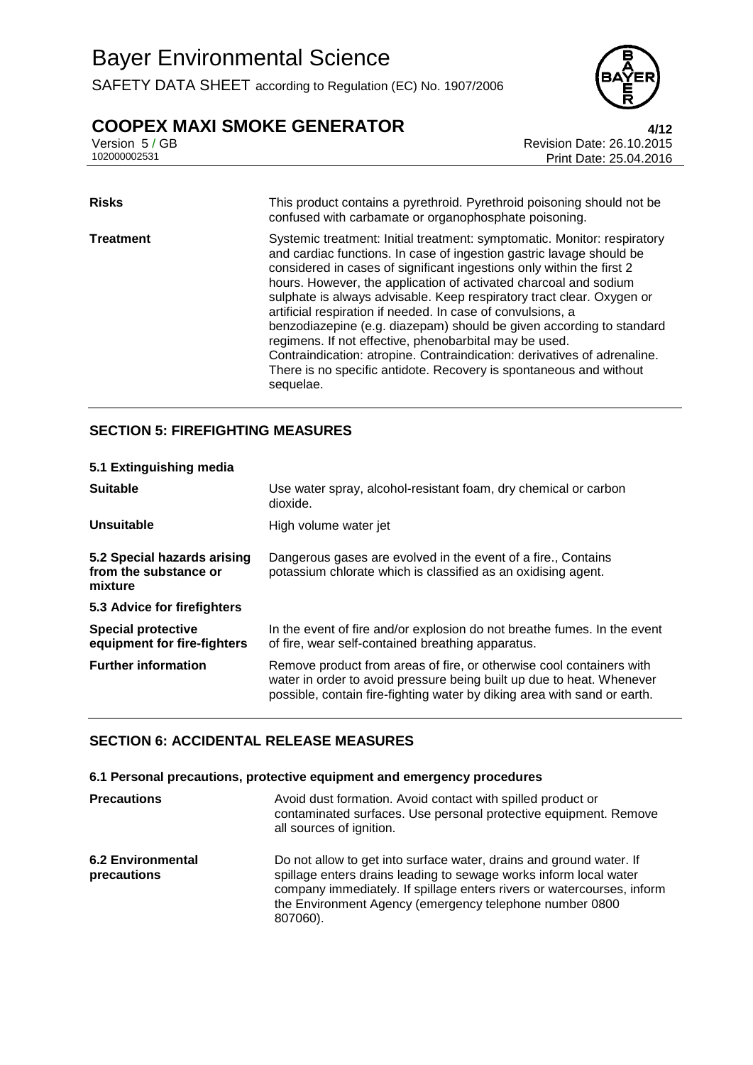| | |
|---|---|
| **Risks** | This product contains a pyrethroid. Pyrethroid poisoning should not be confused with carbamate or organophosphate poisoning. |
| **Treatment** | Systemic treatment: Initial treatment: symptomatic. Monitor: respiratory and cardiac functions. In case of ingestion gastric lavage should be considered in cases of significant ingestions only within the first 2 hours. However, the application of activated charcoal and sodium sulphate is always advisable. Keep respiratory tract clear. Oxygen or artificial respiration if needed. In case of convulsions, a benzodiazepine (e.g. diazepam) should be given according to standard regimens. If not effective, phenobarbital may be used. Contraindication: atropine. Contraindication: derivatives of adrenaline. There is no specific antidote. Recovery is spontaneous and without sequelae. |

## SECTION 5: FIREFIGHTING MEASURES

**5.1 Extinguishing media**

| | |
|---|---|
| **Suitable** | Use water spray, alcohol-resistant foam, dry chemical or carbon dioxide. |
| **Unsuitable** | High volume water jet |
| **5.2 Special hazards arising from the substance or mixture** | Dangerous gases are evolved in the event of a fire., Contains potassium chlorate which is classified as an oxidising agent. |

**5.3 Advice for firefighters**

| | |
|---|---|
| **Special protective equipment for fire-fighters** | In the event of fire and/or explosion do not breathe fumes. In the event of fire, wear self-contained breathing apparatus. |
| **Further information** | Remove product from areas of fire, or otherwise cool containers with water in order to avoid pressure being built up due to heat. Whenever possible, contain fire-fighting water by diking area with sand or earth. |

## SECTION 6: ACCIDENTAL RELEASE MEASURES

**6.1 Personal precautions, protective equipment and emergency procedures**

| | |
|---|---|
| **Precautions** | Avoid dust formation. Avoid contact with spilled product or contaminated surfaces. Use personal protective equipment. Remove all sources of ignition. |
| **6.2 Environmental precautions** | Do not allow to get into surface water, drains and ground water. If spillage enters drains leading to sewage works inform local water company immediately. If spillage enters rivers or watercourses, inform the Environment Agency (emergency telephone number 0800 807060). |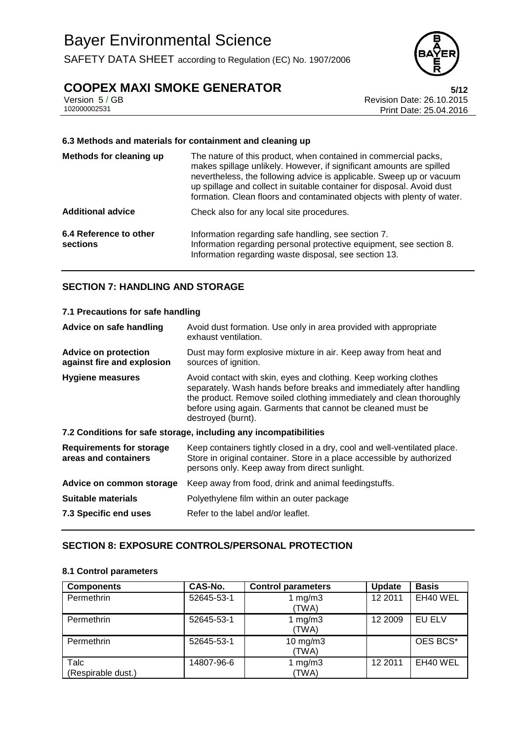#### 6.3 Methods and materials for containment and cleaning up

| | |
|---|---|
| **Methods for cleaning up** | The nature of this product, when contained in commercial packs, makes spillage unlikely. However, if significant amounts are spilled nevertheless, the following advice is applicable. Sweep up or vacuum up spillage and collect in suitable container for disposal. Avoid dust formation. Clean floors and contaminated objects with plenty of water. |
| **Additional advice** | Check also for any local site procedures. |
| **6.4 Reference to other sections** | Information regarding safe handling, see section 7. Information regarding personal protective equipment, see section 8. Information regarding waste disposal, see section 13. |

## SECTION 7: HANDLING AND STORAGE

#### 7.1 Precautions for safe handling

| | |
|---|---|
| **Advice on safe handling** | Avoid dust formation. Use only in area provided with appropriate exhaust ventilation. |
| **Advice on protection against fire and explosion** | Dust may form explosive mixture in air. Keep away from heat and sources of ignition. |
| **Hygiene measures** | Avoid contact with skin, eyes and clothing. Keep working clothes separately. Wash hands before breaks and immediately after handling the product. Remove soiled clothing immediately and clean thoroughly before using again. Garments that cannot be cleaned must be destroyed (burnt). |

#### 7.2 Conditions for safe storage, including any incompatibilities

| | |
|---|---|
| **Requirements for storage areas and containers** | Keep containers tightly closed in a dry, cool and well-ventilated place. Store in original container. Store in a place accessible by authorized persons only. Keep away from direct sunlight. |
| **Advice on common storage** | Keep away from food, drink and animal feedingstuffs. |
| **Suitable materials** | Polyethylene film within an outer package |
| **7.3 Specific end uses** | Refer to the label and/or leaflet. |

## SECTION 8: EXPOSURE CONTROLS/PERSONAL PROTECTION

#### 8.1 Control parameters

| Components | CAS-No. | Control parameters | Update | Basis |
|---|---|---|---|---|
| Permethrin | 52645-53-1 | 1 mg/m3 (TWA) | 12 2011 | EH40 WEL |
| Permethrin | 52645-53-1 | 1 mg/m3 (TWA) | 12 2009 | EU ELV |
| Permethrin | 52645-53-1 | 10 mg/m3 (TWA) | | OES BCS* |
| Talc (Respirable dust.) | 14807-96-6 | 1 mg/m3 (TWA) | 12 2011 | EH40 WEL |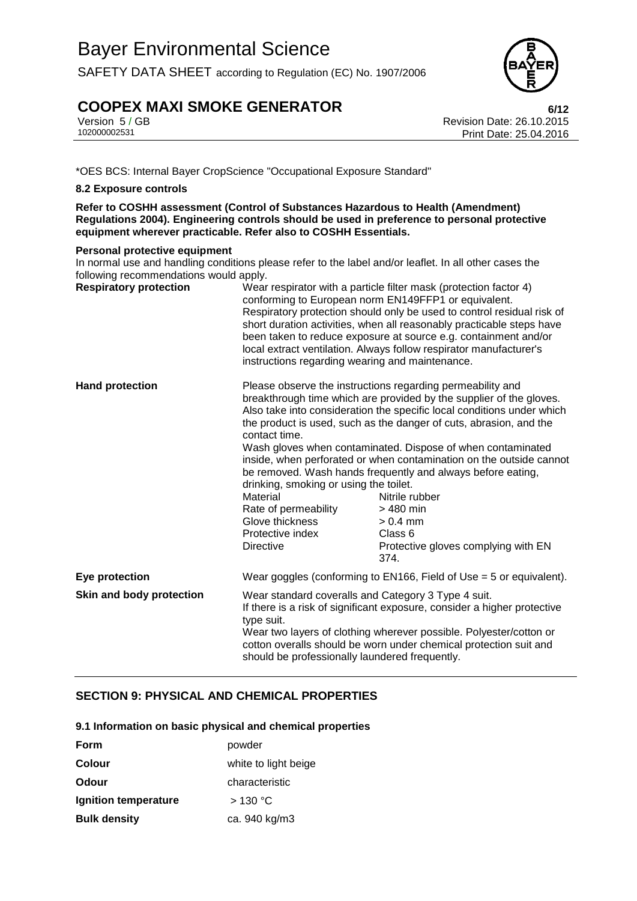*OES BCS: Internal Bayer CropScience "Occupational Exposure Standard"

### 8.2 Exposure controls

**Refer to COSHH assessment (Control of Substances Hazardous to Health (Amendment) Regulations 2004). Engineering controls should be used in preference to personal protective equipment wherever practicable. Refer also to COSHH Essentials.**

**Personal protective equipment**

In normal use and handling conditions please refer to the label and/or leaflet. In all other cases the following recommendations would apply.

**Respiratory protection**

Wear respirator with a particle filter mask (protection factor 4) conforming to European norm EN149FFP1 or equivalent.
Respiratory protection should only be used to control residual risk of short duration activities, when all reasonably practicable steps have been taken to reduce exposure at source e.g. containment and/or local extract ventilation. Always follow respirator manufacturer's instructions regarding wearing and maintenance.

**Hand protection**

Please observe the instructions regarding permeability and breakthrough time which are provided by the supplier of the gloves. Also take into consideration the specific local conditions under which the product is used, such as the danger of cuts, abrasion, and the contact time.
Wash gloves when contaminated. Dispose of when contaminated inside, when perforated or when contamination on the outside cannot be removed. Wash hands frequently and always before eating, drinking, smoking or using the toilet.

| | |
|---|---|
| Material | Nitrile rubber |
| Rate of permeability | > 480 min |
| Glove thickness | > 0.4 mm |
| Protective index | Class 6 |
| Directive | Protective gloves complying with EN 374. |

**Eye protection**

Wear goggles (conforming to EN166, Field of Use = 5 or equivalent).

**Skin and body protection**

Wear standard coveralls and Category 3 Type 4 suit.
If there is a risk of significant exposure, consider a higher protective type suit.
Wear two layers of clothing wherever possible. Polyester/cotton or cotton overalls should be worn under chemical protection suit and should be professionally laundered frequently.

## SECTION 9: PHYSICAL AND CHEMICAL PROPERTIES

### 9.1 Information on basic physical and chemical properties

| | |
|---|---|
| **Form** | powder |
| **Colour** | white to light beige |
| **Odour** | characteristic |
| **Ignition temperature** | > 130 °C |
| **Bulk density** | ca. 940 kg/m3 |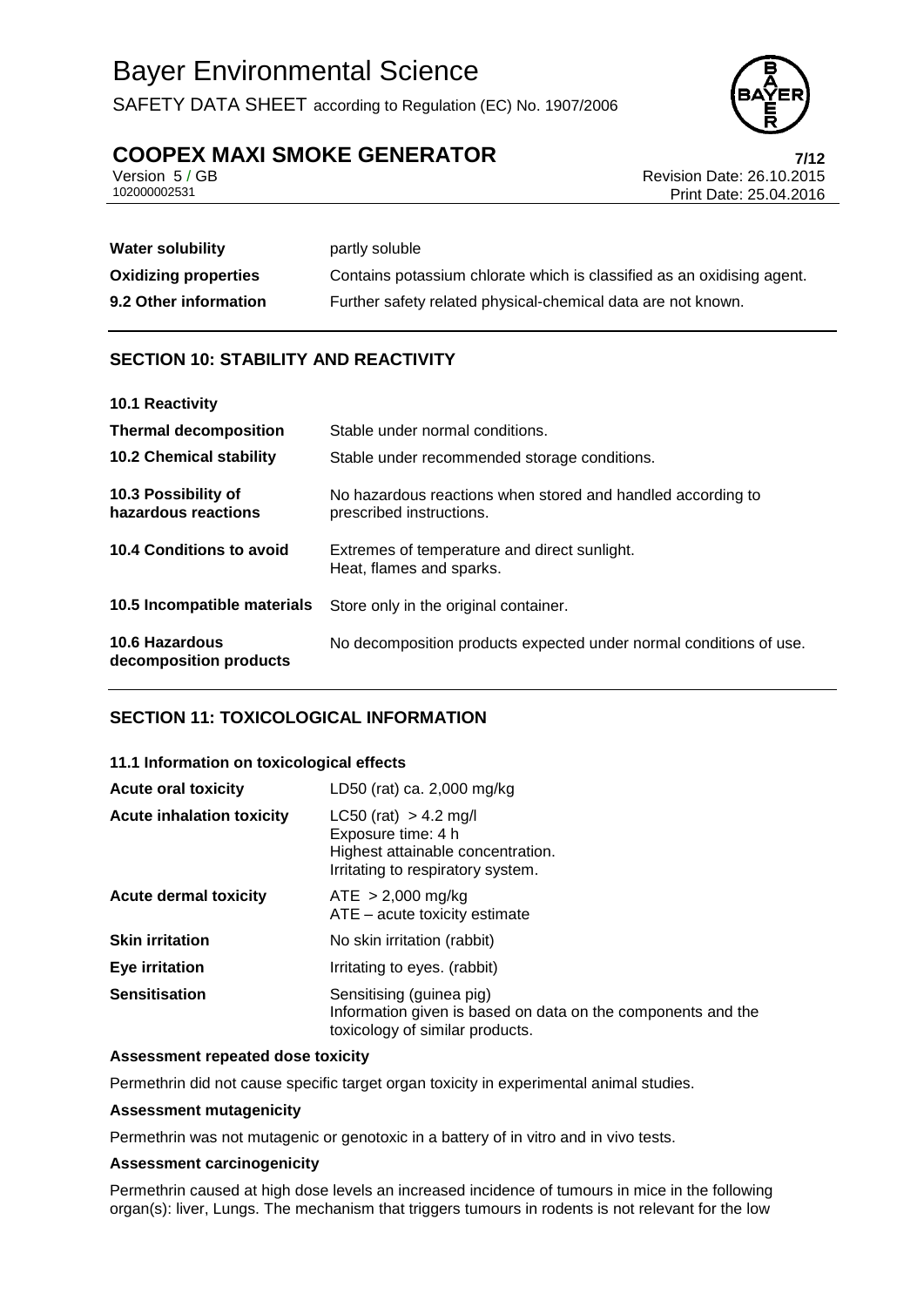| | |
|---|---|
| **Water solubility** | partly soluble |
| **Oxidizing properties** | Contains potassium chlorate which is classified as an oxidising agent. |
| **9.2 Other information** | Further safety related physical-chemical data are not known. |

## SECTION 10: STABILITY AND REACTIVITY

| | |
|---|---|
| **10.1 Reactivity** | |
| **Thermal decomposition** | Stable under normal conditions. |
| **10.2 Chemical stability** | Stable under recommended storage conditions. |
| **10.3 Possibility of hazardous reactions** | No hazardous reactions when stored and handled according to prescribed instructions. |
| **10.4 Conditions to avoid** | Extremes of temperature and direct sunlight.<br>Heat, flames and sparks. |
| **10.5 Incompatible materials** | Store only in the original container. |
| **10.6 Hazardous decomposition products** | No decomposition products expected under normal conditions of use. |

## SECTION 11: TOXICOLOGICAL INFORMATION

**11.1 Information on toxicological effects**

| | |
|---|---|
| **Acute oral toxicity** | LD50 (rat) ca. 2,000 mg/kg |
| **Acute inhalation toxicity** | LC50 (rat) > 4.2 mg/l<br>Exposure time: 4 h<br>Highest attainable concentration.<br>Irritating to respiratory system. |
| **Acute dermal toxicity** | ATE > 2,000 mg/kg<br>ATE – acute toxicity estimate |
| **Skin irritation** | No skin irritation (rabbit) |
| **Eye irritation** | Irritating to eyes. (rabbit) |
| **Sensitisation** | Sensitising (guinea pig)<br>Information given is based on data on the components and the toxicology of similar products. |

**Assessment repeated dose toxicity**

Permethrin did not cause specific target organ toxicity in experimental animal studies.

**Assessment mutagenicity**

Permethrin was not mutagenic or genotoxic in a battery of in vitro and in vivo tests.

**Assessment carcinogenicity**

Permethrin caused at high dose levels an increased incidence of tumours in mice in the following organ(s): liver, Lungs. The mechanism that triggers tumours in rodents is not relevant for the low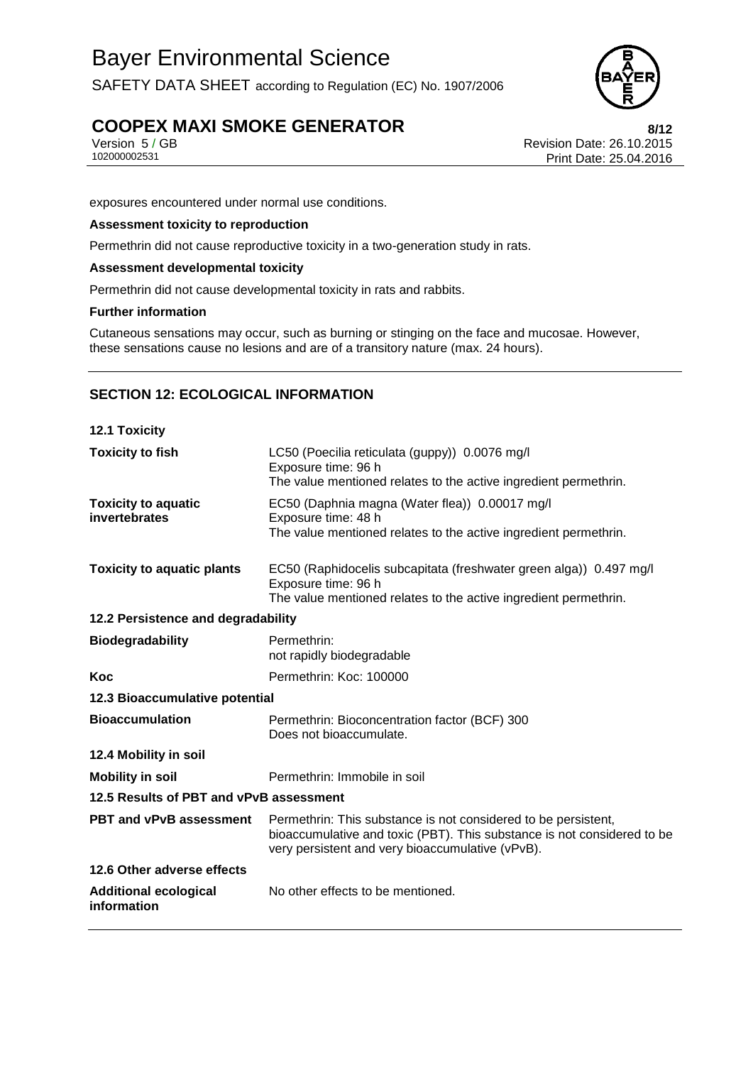exposures encountered under normal use conditions.

**Assessment toxicity to reproduction**

Permethrin did not cause reproductive toxicity in a two-generation study in rats.

**Assessment developmental toxicity**

Permethrin did not cause developmental toxicity in rats and rabbits.

**Further information**

Cutaneous sensations may occur, such as burning or stinging on the face and mucosae. However, these sensations cause no lesions and are of a transitory nature (max. 24 hours).

## SECTION 12: ECOLOGICAL INFORMATION

### 12.1 Toxicity

| | |
|---|---|
| **Toxicity to fish** | LC50 (Poecilia reticulata (guppy)) 0.0076 mg/l<br>Exposure time: 96 h<br>The value mentioned relates to the active ingredient permethrin. |
| **Toxicity to aquatic invertebrates** | EC50 (Daphnia magna (Water flea)) 0.00017 mg/l<br>Exposure time: 48 h<br>The value mentioned relates to the active ingredient permethrin. |
| **Toxicity to aquatic plants** | EC50 (Raphidocelis subcapitata (freshwater green alga)) 0.497 mg/l<br>Exposure time: 96 h<br>The value mentioned relates to the active ingredient permethrin. |

### 12.2 Persistence and degradability

| | |
|---|---|
| **Biodegradability** | Permethrin:<br>not rapidly biodegradable |
| **Koc** | Permethrin: Koc: 100000 |

### 12.3 Bioaccumulative potential

| | |
|---|---|
| **Bioaccumulation** | Permethrin: Bioconcentration factor (BCF) 300<br>Does not bioaccumulate. |

### 12.4 Mobility in soil

| | |
|---|---|
| **Mobility in soil** | Permethrin: Immobile in soil |

### 12.5 Results of PBT and vPvB assessment

| | |
|---|---|
| **PBT and vPvB assessment** | Permethrin: This substance is not considered to be persistent, bioaccumulative and toxic (PBT). This substance is not considered to be very persistent and very bioaccumulative (vPvB). |

### 12.6 Other adverse effects

| | |
|---|---|
| **Additional ecological information** | No other effects to be mentioned. |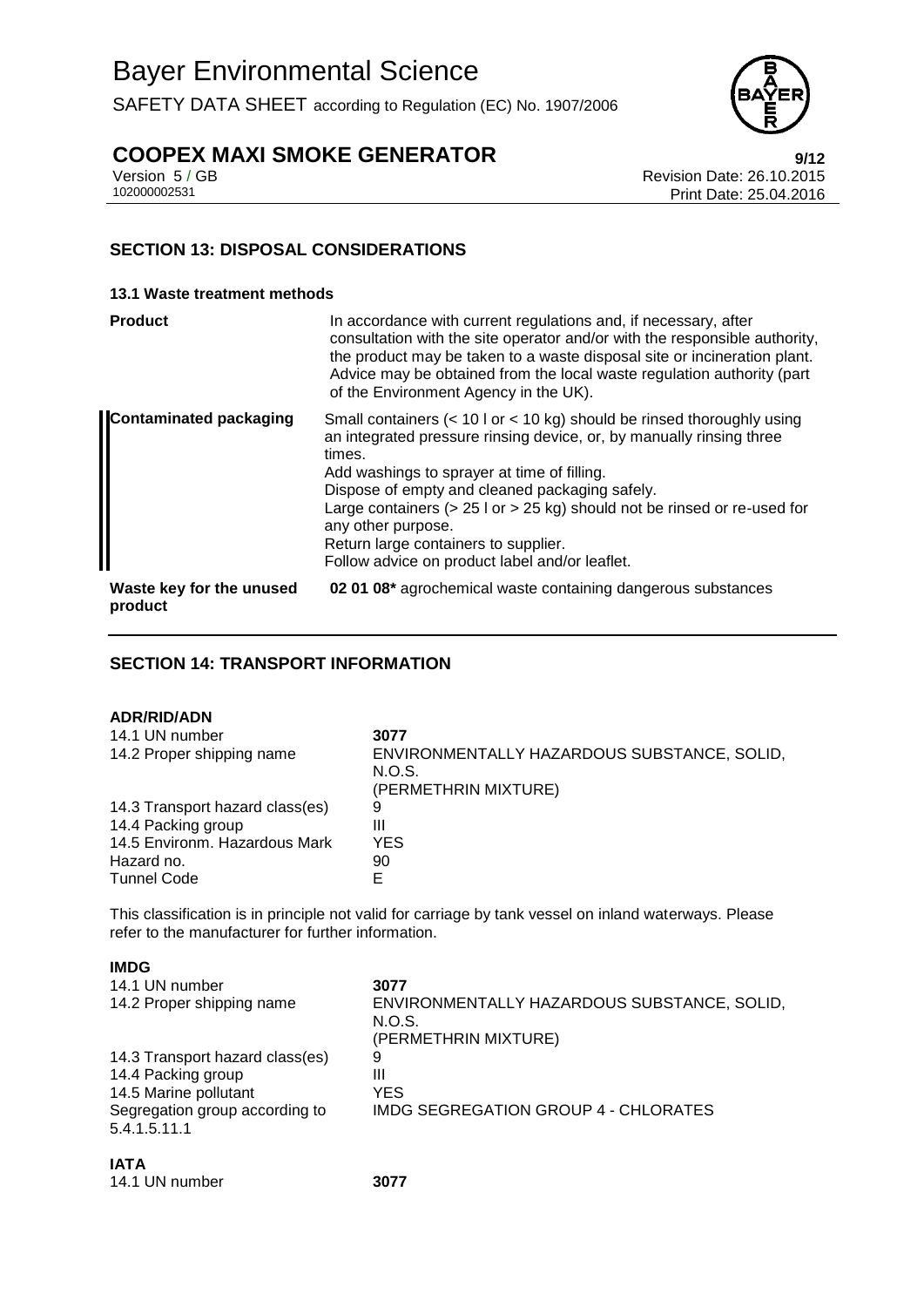## SECTION 13: DISPOSAL CONSIDERATIONS

### 13.1 Waste treatment methods

| | |
|---|---|
| **Product** | In accordance with current regulations and, if necessary, after consultation with the site operator and/or with the responsible authority, the product may be taken to a waste disposal site or incineration plant. Advice may be obtained from the local waste regulation authority (part of the Environment Agency in the UK). |
| **Contaminated packaging** | Small containers (< 10 l or < 10 kg) should be rinsed thoroughly using an integrated pressure rinsing device, or, by manually rinsing three times.<br>Add washings to sprayer at time of filling.<br>Dispose of empty and cleaned packaging safely.<br>Large containers (> 25 l or > 25 kg) should not be rinsed or re-used for any other purpose.<br>Return large containers to supplier.<br>Follow advice on product label and/or leaflet. |
| **Waste key for the unused product** | **02 01 08*** agrochemical waste containing dangerous substances |

## SECTION 14: TRANSPORT INFORMATION

**ADR/RID/ADN**

| | |
|---|---|
| 14.1 UN number | **3077** |
| 14.2 Proper shipping name | ENVIRONMENTALLY HAZARDOUS SUBSTANCE, SOLID, N.O.S.<br>(PERMETHRIN MIXTURE) |
| 14.3 Transport hazard class(es) | 9 |
| 14.4 Packing group | III |
| 14.5 Environm. Hazardous Mark | YES |
| Hazard no. | 90 |
| Tunnel Code | E |

This classification is in principle not valid for carriage by tank vessel on inland waterways. Please refer to the manufacturer for further information.

**IMDG**

| | |
|---|---|
| 14.1 UN number | **3077** |
| 14.2 Proper shipping name | ENVIRONMENTALLY HAZARDOUS SUBSTANCE, SOLID, N.O.S.<br>(PERMETHRIN MIXTURE) |
| 14.3 Transport hazard class(es) | 9 |
| 14.4 Packing group | III |
| 14.5 Marine pollutant | YES |
| Segregation group according to 5.4.1.5.11.1 | IMDG SEGREGATION GROUP 4 - CHLORATES |

**IATA**

| | |
|---|---|
| 14.1 UN number | **3077** |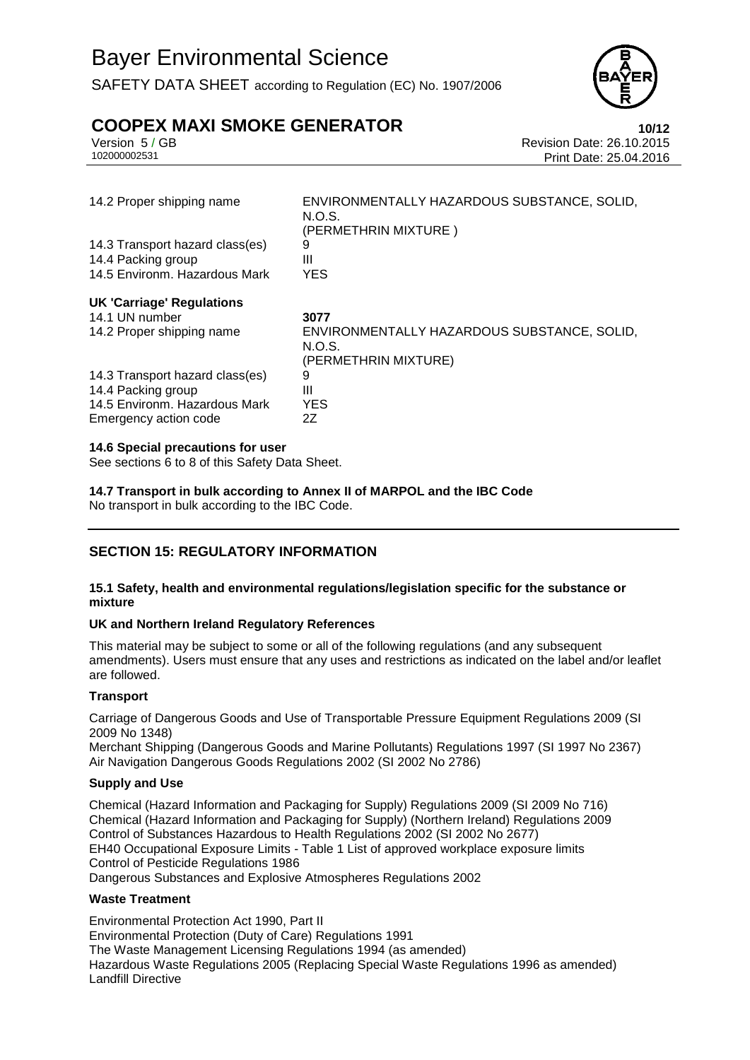| | |
|---|---|
| 14.2 Proper shipping name | ENVIRONMENTALLY HAZARDOUS SUBSTANCE, SOLID, N.O.S. (PERMETHRIN MIXTURE ) |
| 14.3 Transport hazard class(es) | 9 |
| 14.4 Packing group | III |
| 14.5 Environm. Hazardous Mark | YES |

**UK 'Carriage' Regulations**

| | |
|---|---|
| 14.1 UN number | **3077** |
| 14.2 Proper shipping name | ENVIRONMENTALLY HAZARDOUS SUBSTANCE, SOLID, N.O.S. (PERMETHRIN MIXTURE) |
| 14.3 Transport hazard class(es) | 9 |
| 14.4 Packing group | III |
| 14.5 Environm. Hazardous Mark | YES |
| Emergency action code | 2Z |

**14.6 Special precautions for user**

See sections 6 to 8 of this Safety Data Sheet.

**14.7 Transport in bulk according to Annex II of MARPOL and the IBC Code**

No transport in bulk according to the IBC Code.

## SECTION 15: REGULATORY INFORMATION

**15.1 Safety, health and environmental regulations/legislation specific for the substance or mixture**

**UK and Northern Ireland Regulatory References**

This material may be subject to some or all of the following regulations (and any subsequent amendments). Users must ensure that any uses and restrictions as indicated on the label and/or leaflet are followed.

**Transport**

Carriage of Dangerous Goods and Use of Transportable Pressure Equipment Regulations 2009 (SI 2009 No 1348)
Merchant Shipping (Dangerous Goods and Marine Pollutants) Regulations 1997 (SI 1997 No 2367)
Air Navigation Dangerous Goods Regulations 2002 (SI 2002 No 2786)

**Supply and Use**

Chemical (Hazard Information and Packaging for Supply) Regulations 2009 (SI 2009 No 716)
Chemical (Hazard Information and Packaging for Supply) (Northern Ireland) Regulations 2009
Control of Substances Hazardous to Health Regulations 2002 (SI 2002 No 2677)
EH40 Occupational Exposure Limits - Table 1 List of approved workplace exposure limits
Control of Pesticide Regulations 1986
Dangerous Substances and Explosive Atmospheres Regulations 2002

**Waste Treatment**

Environmental Protection Act 1990, Part II
Environmental Protection (Duty of Care) Regulations 1991
The Waste Management Licensing Regulations 1994 (as amended)
Hazardous Waste Regulations 2005 (Replacing Special Waste Regulations 1996 as amended)
Landfill Directive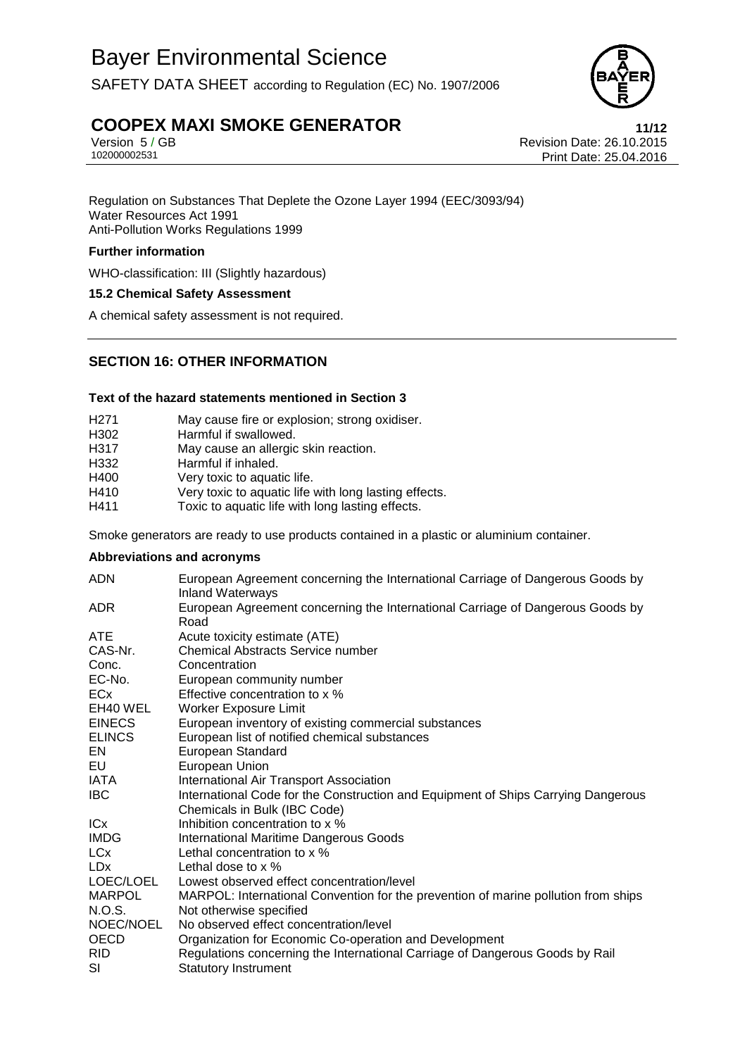Regulation on Substances That Deplete the Ozone Layer 1994 (EEC/3093/94)
Water Resources Act 1991
Anti-Pollution Works Regulations 1999

**Further information**

WHO-classification: III (Slightly hazardous)

**15.2 Chemical Safety Assessment**

A chemical safety assessment is not required.

## SECTION 16: OTHER INFORMATION

**Text of the hazard statements mentioned in Section 3**

| | |
|---|---|
| H271 | May cause fire or explosion; strong oxidiser. |
| H302 | Harmful if swallowed. |
| H317 | May cause an allergic skin reaction. |
| H332 | Harmful if inhaled. |
| H400 | Very toxic to aquatic life. |
| H410 | Very toxic to aquatic life with long lasting effects. |
| H411 | Toxic to aquatic life with long lasting effects. |

Smoke generators are ready to use products contained in a plastic or aluminium container.

**Abbreviations and acronyms**

| | |
|---|---|
| ADN | European Agreement concerning the International Carriage of Dangerous Goods by Inland Waterways |
| ADR | European Agreement concerning the International Carriage of Dangerous Goods by Road |
| ATE | Acute toxicity estimate (ATE) |
| CAS-Nr. | Chemical Abstracts Service number |
| Conc. | Concentration |
| EC-No. | European community number |
| ECx | Effective concentration to x % |
| EH40 WEL | Worker Exposure Limit |
| EINECS | European inventory of existing commercial substances |
| ELINCS | European list of notified chemical substances |
| EN | European Standard |
| EU | European Union |
| IATA | International Air Transport Association |
| IBC | International Code for the Construction and Equipment of Ships Carrying Dangerous Chemicals in Bulk (IBC Code) |
| ICx | Inhibition concentration to x % |
| IMDG | International Maritime Dangerous Goods |
| LCx | Lethal concentration to x % |
| LDx | Lethal dose to x % |
| LOEC/LOEL | Lowest observed effect concentration/level |
| MARPOL | MARPOL: International Convention for the prevention of marine pollution from ships |
| N.O.S. | Not otherwise specified |
| NOEC/NOEL | No observed effect concentration/level |
| OECD | Organization for Economic Co-operation and Development |
| RID | Regulations concerning the International Carriage of Dangerous Goods by Rail |
| SI | Statutory Instrument |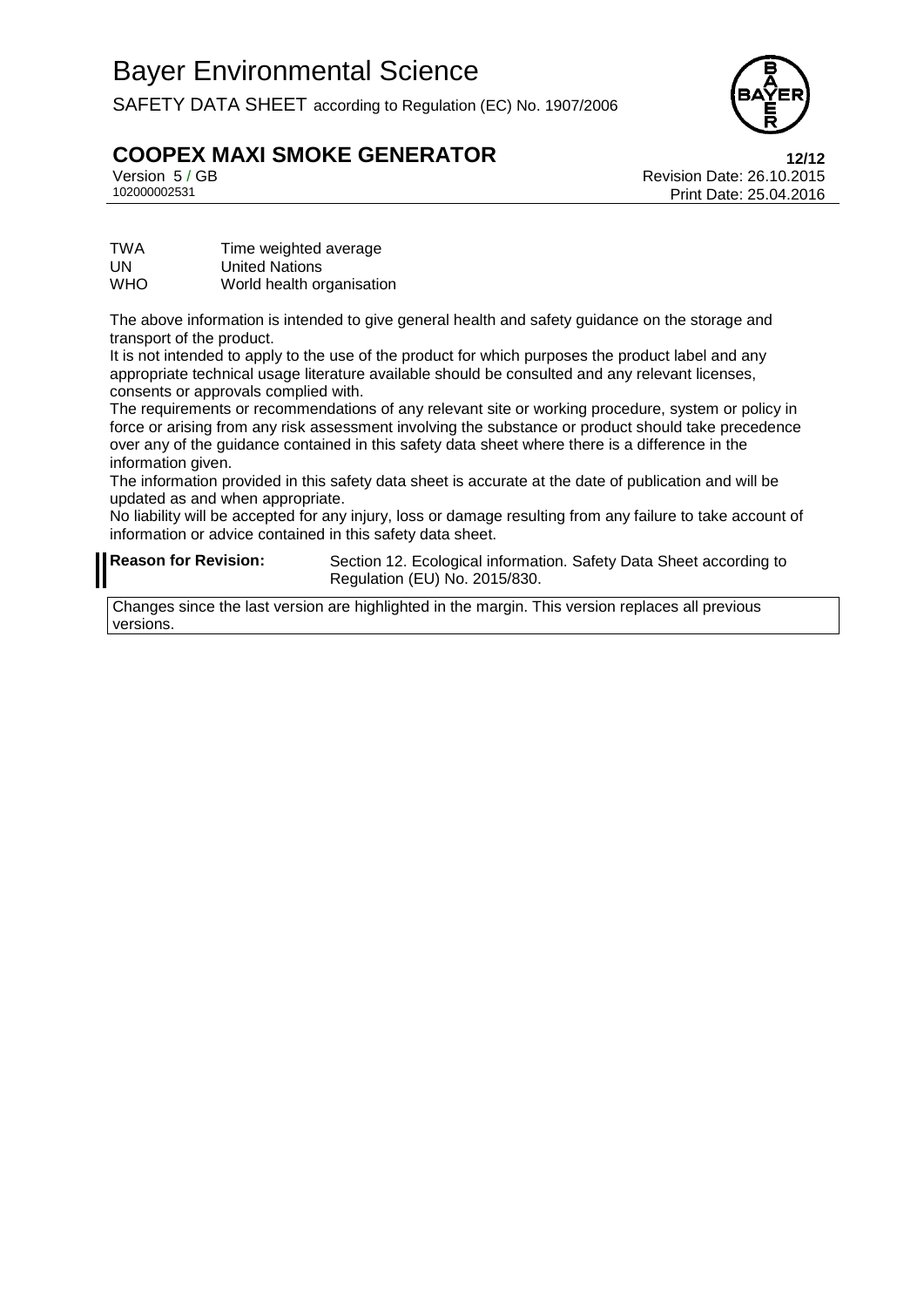| | |
|---|---|
| TWA | Time weighted average |
| UN | United Nations |
| WHO | World health organisation |

The above information is intended to give general health and safety guidance on the storage and transport of the product.
It is not intended to apply to the use of the product for which purposes the product label and any appropriate technical usage literature available should be consulted and any relevant licenses, consents or approvals complied with.
The requirements or recommendations of any relevant site or working procedure, system or policy in force or arising from any risk assessment involving the substance or product should take precedence over any of the guidance contained in this safety data sheet where there is a difference in the information given.
The information provided in this safety data sheet is accurate at the date of publication and will be updated as and when appropriate.
No liability will be accepted for any injury, loss or damage resulting from any failure to take account of information or advice contained in this safety data sheet.

**Reason for Revision:** Section 12. Ecological information. Safety Data Sheet according to Regulation (EU) No. 2015/830.

Changes since the last version are highlighted in the margin. This version replaces all previous versions.